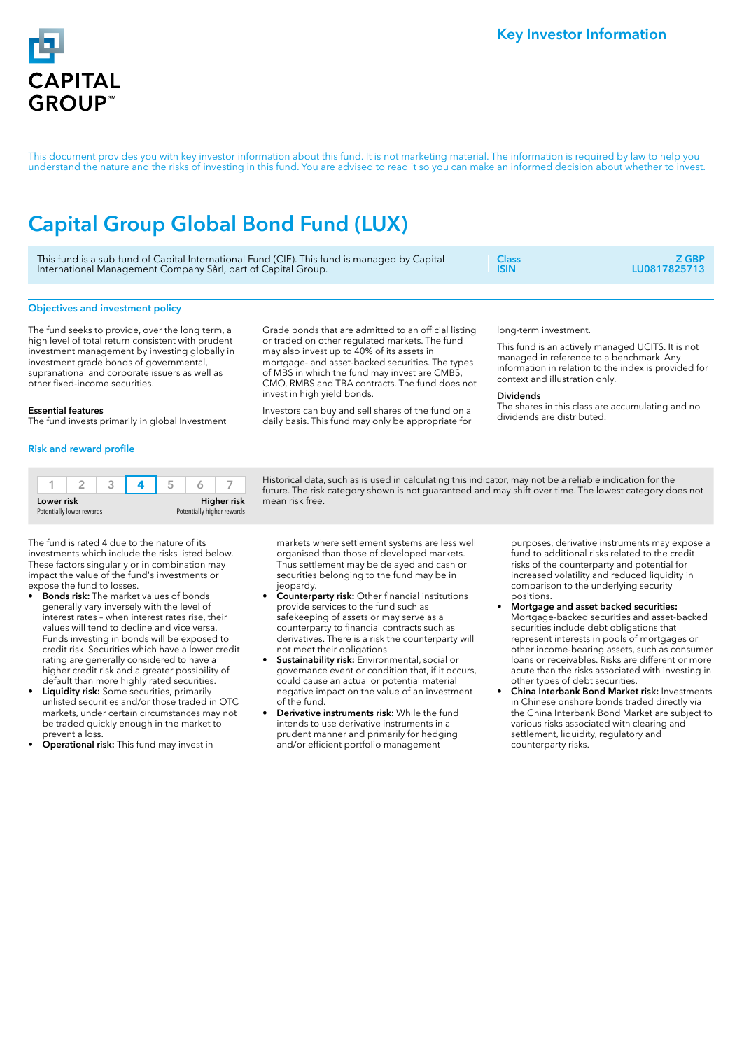CAPITAL GROUP℠

Key Investor Information

This document provides you with key investor information about this fund. It is not marketing material. The information is required by law to help you understand the nature and the risks of investing in this fund. You are advised to read it so you can make an informed decision about whether to invest.

# Capital Group Global Bond Fund (LUX)

This fund is a sub-fund of Capital International Fund (CIF). This fund is managed by Capital International Management Company Sàrl, part of Capital Group.

| Class | Z GBP |
|---|---|
| ISIN | LU0817825713 |

## Objectives and investment policy

The fund seeks to provide, over the long term, a high level of total return consistent with prudent investment management by investing globally in investment grade bonds of governmental, supranational and corporate issuers as well as other fixed-income securities.

**Essential features**
The fund invests primarily in global Investment Grade bonds that are admitted to an official listing or traded on other regulated markets. The fund may also invest up to 40% of its assets in mortgage- and asset-backed securities. The types of MBS in which the fund may invest are CMBS, CMO, RMBS and TBA contracts. The fund does not invest in high yield bonds.

Investors can buy and sell shares of the fund on a daily basis. This fund may only be appropriate for long-term investment.

This fund is an actively managed UCITS. It is not managed in reference to a benchmark. Any information in relation to the index is provided for context and illustration only.

**Dividends**
The shares in this class are accumulating and no dividends are distributed.

## Risk and reward profile

| 1 | 2 | 3 | **4** | 5 | 6 | 7 |
|---|---|---|---|---|---|---|

**Lower risk** — Potentially lower rewards | **Higher risk** — Potentially higher rewards

Historical data, such as is used in calculating this indicator, may not be a reliable indication for the future. The risk category shown is not guaranteed and may shift over time. The lowest category does not mean risk free.

The fund is rated 4 due to the nature of its investments which include the risks listed below. These factors singularly or in combination may impact the value of the fund's investments or expose the fund to losses.

- **Bonds risk:** The market values of bonds generally vary inversely with the level of interest rates – when interest rates rise, their values will tend to decline and vice versa. Funds investing in bonds will be exposed to credit risk. Securities which have a lower credit rating are generally considered to have a higher credit risk and a greater possibility of default than more highly rated securities.
- **Liquidity risk:** Some securities, primarily unlisted securities and/or those traded in OTC markets, under certain circumstances may not be traded quickly enough in the market to prevent a loss.
- **Operational risk:** This fund may invest in markets where settlement systems are less well organised than those of developed markets. Thus settlement may be delayed and cash or securities belonging to the fund may be in jeopardy.
- **Counterparty risk:** Other financial institutions provide services to the fund such as safekeeping of assets or may serve as a counterparty to financial contracts such as derivatives. There is a risk the counterparty will not meet their obligations.
- **Sustainability risk:** Environmental, social or governance event or condition that, if it occurs, could cause an actual or potential material negative impact on the value of an investment of the fund.
- **Derivative instruments risk:** While the fund intends to use derivative instruments in a prudent manner and primarily for hedging and/or efficient portfolio management purposes, derivative instruments may expose a fund to additional risks related to the credit risks of the counterparty and potential for increased volatility and reduced liquidity in comparison to the underlying security positions.
- **Mortgage and asset backed securities:** Mortgage-backed securities and asset-backed securities include debt obligations that represent interests in pools of mortgages or other income-bearing assets, such as consumer loans or receivables. Risks are different or more acute than the risks associated with investing in other types of debt securities.
- **China Interbank Bond Market risk:** Investments in Chinese onshore bonds traded directly via the China Interbank Bond Market are subject to various risks associated with clearing and settlement, liquidity, regulatory and counterparty risks.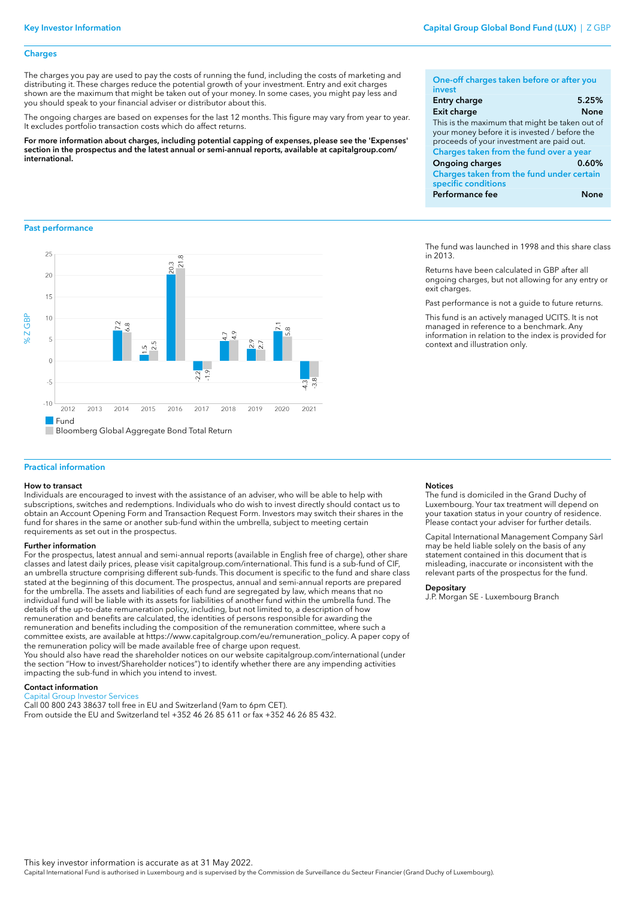## Charges

The charges you pay are used to pay the costs of running the fund, including the costs of marketing and distributing it. These charges reduce the potential growth of your investment. Entry and exit charges shown are the maximum that might be taken out of your money. In some cases, you might pay less and you should speak to your financial adviser or distributor about this.

The ongoing charges are based on expenses for the last 12 months. This figure may vary from year to year. It excludes portfolio transaction costs which do affect returns.

**For more information about charges, including potential capping of expenses, please see the 'Expenses' section in the prospectus and the latest annual or semi-annual reports, available at capitalgroup.com/international.**

| | |
|---|---|
| **One-off charges taken before or after you invest** | |
| **Entry charge** | **5.25%** |
| **Exit charge** | **None** |
| This is the maximum that might be taken out of your money before it is invested / before the proceeds of your investment are paid out. | |
| **Charges taken from the fund over a year** | |
| **Ongoing charges** | **0.60%** |
| **Charges taken from the fund under certain specific conditions** | |
| **Performance fee** | **None** |

## Past performance

% Z GBP

25
20
15
10
5
0
-5
-10

2012 2013 2014 2015 2016 2017 2018 2019 2020 2021

7.2 6.8
1.5 2.5
20.3 21.8
-2.2 -1.9
4.7 4.9
2.9 2.7
7.1 5.8
-4.3 -3.8

Fund
Bloomberg Global Aggregate Bond Total Return

The fund was launched in 1998 and this share class in 2013.

Returns have been calculated in GBP after all ongoing charges, but not allowing for any entry or exit charges.

Past performance is not a guide to future returns.

This fund is an actively managed UCITS. It is not managed in reference to a benchmark. Any information in relation to the index is provided for context and illustration only.

## Practical information

**How to transact**
Individuals are encouraged to invest with the assistance of an adviser, who will be able to help with subscriptions, switches and redemptions. Individuals who do wish to invest directly should contact us to obtain an Account Opening Form and Transaction Request Form. Investors may switch their shares in the fund for shares in the same or another sub-fund within the umbrella, subject to meeting certain requirements as set out in the prospectus.

**Further information**
For the prospectus, latest annual and semi-annual reports (available in English free of charge), other share classes and latest daily prices, please visit capitalgroup.com/international. This fund is a sub-fund of CIF, an umbrella structure comprising different sub-funds. This document is specific to the fund and share class stated at the beginning of this document. The prospectus, annual and semi-annual reports are prepared for the umbrella. The assets and liabilities of each fund are segregated by law, which means that no individual fund will be liable with its assets for liabilities of another fund within the umbrella fund. The details of the up-to-date remuneration policy, including, but not limited to, a description of how remuneration and benefits are calculated, the identities of persons responsible for awarding the remuneration and benefits including the composition of the remuneration committee, where such a committee exists, are available at https://www.capitalgroup.com/eu/remuneration_policy. A paper copy of the remuneration policy will be made available free of charge upon request.
You should also have read the shareholder notices on our website capitalgroup.com/international (under the section "How to invest/Shareholder notices") to identify whether there are any impending activities impacting the sub-fund in which you intend to invest.

**Contact information**
Capital Group Investor Services
Call 00 800 243 38637 toll free in EU and Switzerland (9am to 6pm CET).
From outside the EU and Switzerland tel +352 46 26 85 611 or fax +352 46 26 85 432.

**Notices**
The fund is domiciled in the Grand Duchy of Luxembourg. Your tax treatment will depend on your taxation status in your country of residence. Please contact your adviser for further details.

Capital International Management Company Sàrl may be held liable solely on the basis of any statement contained in this document that is misleading, inaccurate or inconsistent with the relevant parts of the prospectus for the fund.

**Depositary**
J.P. Morgan SE - Luxembourg Branch

This key investor information is accurate as at 31 May 2022.
Capital International Fund is authorised in Luxembourg and is supervised by the Commission de Surveillance du Secteur Financier (Grand Duchy of Luxembourg).